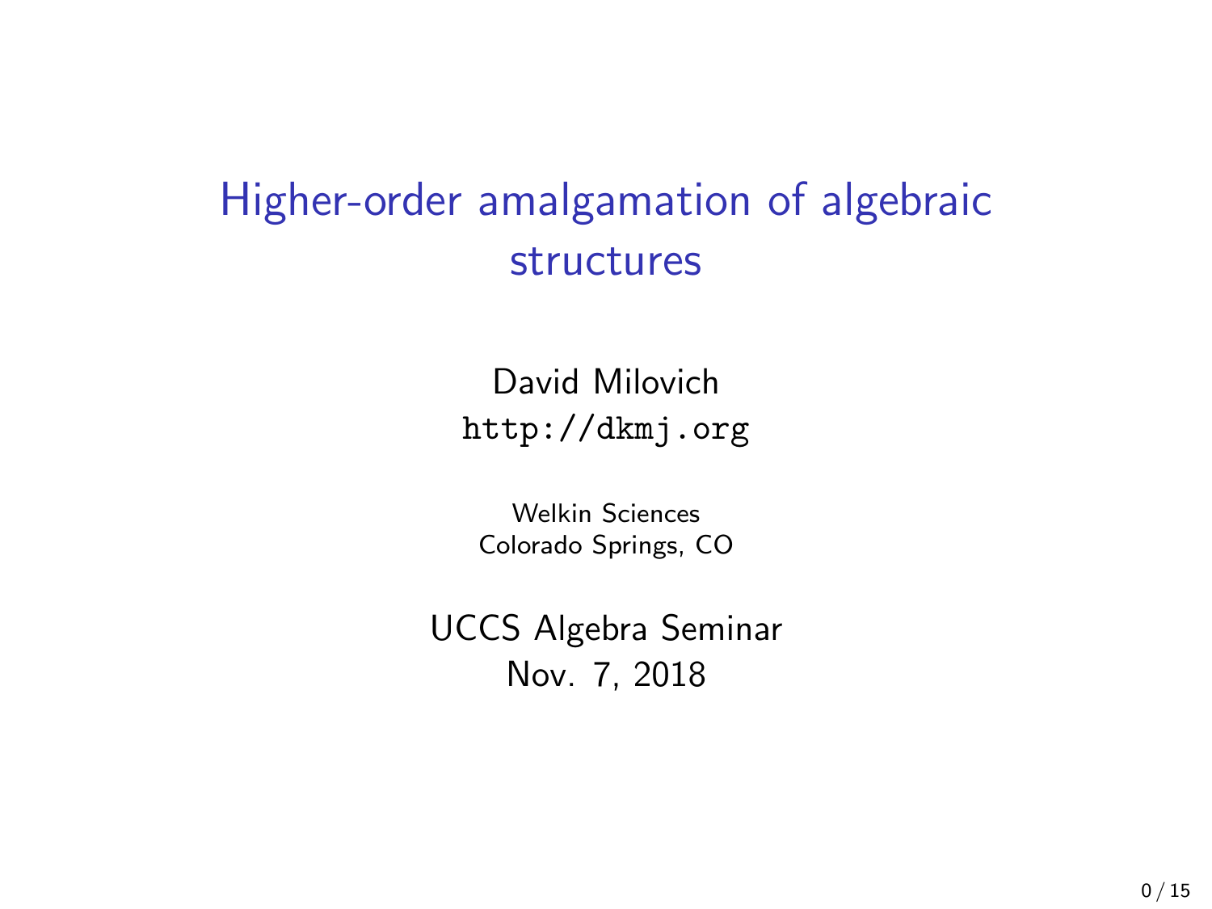# Higher-order amalgamation of algebraic structures

David Milovich
http://dkmj.org

Welkin Sciences
Colorado Springs, CO

UCCS Algebra Seminar
Nov. 7, 2018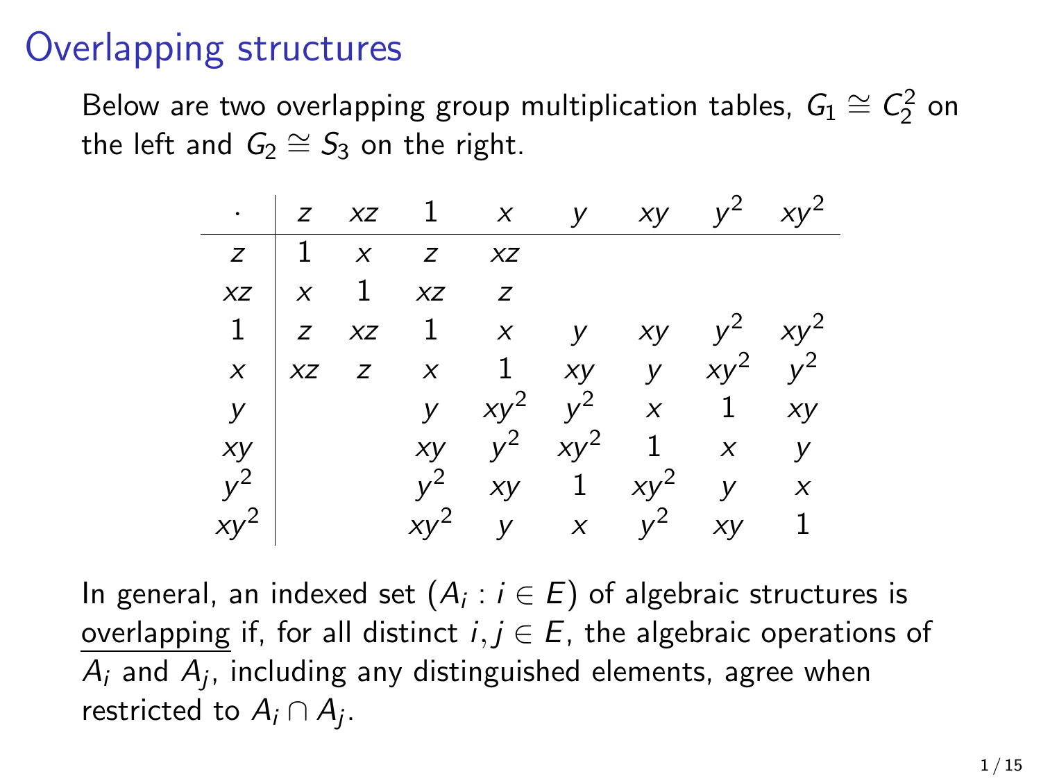# Overlapping structures

Below are two overlapping group multiplication tables, $G_1 \cong C_2^2$ on the left and $G_2 \cong S_3$ on the right.

| $\cdot$ | $z$ | $xz$ | $1$ | $x$ | $y$ | $xy$ | $y^2$ | $xy^2$ |
|---|---|---|---|---|---|---|---|---|
| $z$ | $1$ | $x$ | $z$ | $xz$ | | | | |
| $xz$ | $x$ | $1$ | $xz$ | $z$ | | | | |
| $1$ | $z$ | $xz$ | $1$ | $x$ | $y$ | $xy$ | $y^2$ | $xy^2$ |
| $x$ | $xz$ | $z$ | $x$ | $1$ | $xy$ | $y$ | $xy^2$ | $y^2$ |
| $y$ | | | $y$ | $xy^2$ | $y^2$ | $x$ | $1$ | $xy$ |
| $xy$ | | | $xy$ | $y^2$ | $xy^2$ | $1$ | $x$ | $y$ |
| $y^2$ | | | $y^2$ | $xy$ | $1$ | $xy^2$ | $y$ | $x$ |
| $xy^2$ | | | $xy^2$ | $y$ | $x$ | $y^2$ | $xy$ | $1$ |

In general, an indexed set $(A_i : i \in E)$ of algebraic structures is overlapping if, for all distinct $i, j \in E$, the algebraic operations of $A_i$ and $A_j$, including any distinguished elements, agree when restricted to $A_i \cap A_j$.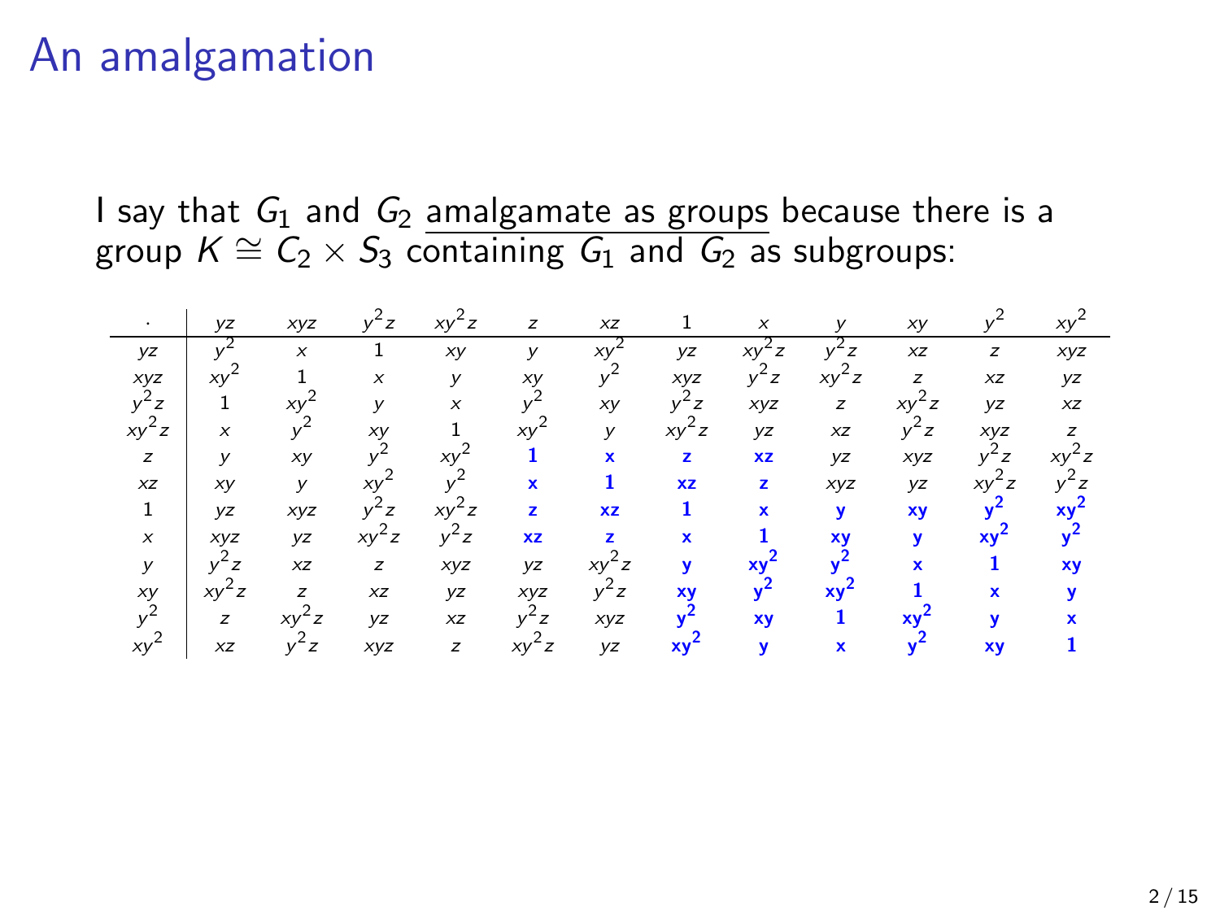# An amalgamation

I say that $G_1$ and $G_2$ amalgamate as groups because there is a group $K \cong C_2 \times S_3$ containing $G_1$ and $G_2$ as subgroups:

| $\cdot$ | $yz$ | $xyz$ | $y^2z$ | $xy^2z$ | $z$ | $xz$ | $1$ | $x$ | $y$ | $xy$ | $y^2$ | $xy^2$ |
|---|---|---|---|---|---|---|---|---|---|---|---|---|
| $yz$ | $y^2$ | $x$ | $1$ | $xy$ | $y$ | $xy^2$ | $yz$ | $xy^2z$ | $y^2z$ | $xz$ | $z$ | $xyz$ |
| $xyz$ | $xy^2$ | $1$ | $x$ | $y$ | $xy$ | $y^2$ | $xyz$ | $y^2z$ | $xy^2z$ | $z$ | $xz$ | $yz$ |
| $y^2z$ | $1$ | $xy^2$ | $y$ | $x$ | $y^2$ | $xy$ | $y^2z$ | $xyz$ | $z$ | $xy^2z$ | $yz$ | $xz$ |
| $xy^2z$ | $x$ | $y^2$ | $xy$ | $1$ | $xy^2$ | $y$ | $xy^2z$ | $yz$ | $xz$ | $y^2z$ | $xyz$ | $z$ |
| $z$ | $y$ | $xy$ | $y^2$ | $xy^2$ | $\mathbf{1}$ | $\mathbf{x}$ | $\mathbf{z}$ | $\mathbf{xz}$ | $yz$ | $xyz$ | $y^2z$ | $xy^2z$ |
| $xz$ | $xy$ | $y$ | $xy^2$ | $y^2$ | $\mathbf{x}$ | $\mathbf{1}$ | $\mathbf{xz}$ | $\mathbf{z}$ | $xyz$ | $yz$ | $xy^2z$ | $y^2z$ |
| $1$ | $yz$ | $xyz$ | $y^2z$ | $xy^2z$ | $\mathbf{z}$ | $\mathbf{xz}$ | $\mathbf{1}$ | $\mathbf{x}$ | $\mathbf{y}$ | $\mathbf{xy}$ | $\mathbf{y^2}$ | $\mathbf{xy^2}$ |
| $x$ | $xyz$ | $yz$ | $xy^2z$ | $y^2z$ | $\mathbf{xz}$ | $\mathbf{z}$ | $\mathbf{x}$ | $\mathbf{1}$ | $\mathbf{xy}$ | $\mathbf{y}$ | $\mathbf{xy^2}$ | $\mathbf{y^2}$ |
| $y$ | $y^2z$ | $xz$ | $z$ | $xyz$ | $yz$ | $xy^2z$ | $\mathbf{y}$ | $\mathbf{xy^2}$ | $\mathbf{y^2}$ | $\mathbf{x}$ | $\mathbf{1}$ | $\mathbf{xy}$ |
| $xy$ | $xy^2z$ | $z$ | $xz$ | $yz$ | $xyz$ | $y^2z$ | $\mathbf{xy}$ | $\mathbf{y^2}$ | $\mathbf{xy^2}$ | $\mathbf{1}$ | $\mathbf{x}$ | $\mathbf{y}$ |
| $y^2$ | $z$ | $xy^2z$ | $yz$ | $xz$ | $y^2z$ | $xyz$ | $\mathbf{y^2}$ | $\mathbf{xy}$ | $\mathbf{1}$ | $\mathbf{xy^2}$ | $\mathbf{y}$ | $\mathbf{x}$ |
| $xy^2$ | $xz$ | $y^2z$ | $xyz$ | $z$ | $xy^2z$ | $yz$ | $\mathbf{xy^2}$ | $\mathbf{y}$ | $\mathbf{x}$ | $\mathbf{y^2}$ | $\mathbf{xy}$ | $\mathbf{1}$ |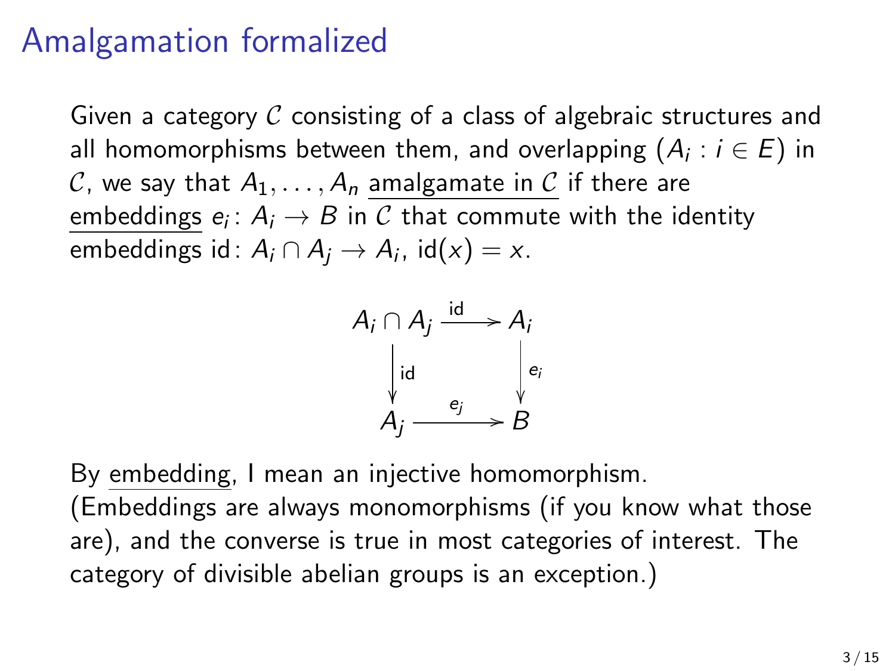# Amalgamation formalized

Given a category $\mathcal{C}$ consisting of a class of algebraic structures and all homomorphisms between them, and overlapping $(A_i : i \in E)$ in $\mathcal{C}$, we say that $A_1, \ldots, A_n$ amalgamate in $\mathcal{C}$ if there are embeddings $e_i \colon A_i \to B$ in $\mathcal{C}$ that commute with the identity embeddings $\mathrm{id} \colon A_i \cap A_j \to A_i$, $\mathrm{id}(x) = x$.

$$
\begin{array}{ccc}
A_i \cap A_j & \xrightarrow{\mathrm{id}} & A_i \\
\downarrow{\scriptstyle \mathrm{id}} & & \downarrow{\scriptstyle e_i} \\
A_j & \xrightarrow{e_j} & B
\end{array}
$$

By embedding, I mean an injective homomorphism.
(Embeddings are always monomorphisms (if you know what those are), and the converse is true in most categories of interest. The category of divisible abelian groups is an exception.)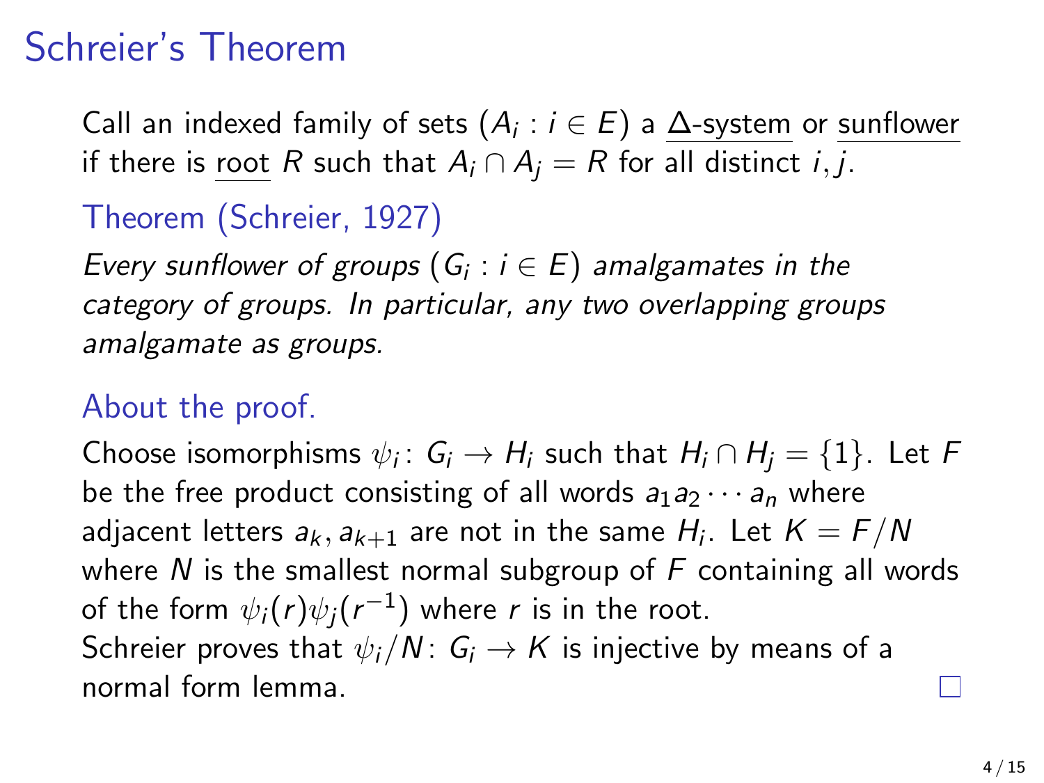# Schreier's Theorem

Call an indexed family of sets $(A_i : i \in E)$ a <u>$\Delta$-system</u> or <u>sunflower</u> if there is <u>root</u> $R$ such that $A_i \cap A_j = R$ for all distinct $i, j$.

### Theorem (Schreier, 1927)

*Every sunflower of groups $(G_i : i \in E)$ amalgamates in the category of groups. In particular, any two overlapping groups amalgamate as groups.*

### About the proof.

Choose isomorphisms $\psi_i \colon G_i \to H_i$ such that $H_i \cap H_j = \{1\}$. Let $F$ be the free product consisting of all words $a_1 a_2 \cdots a_n$ where adjacent letters $a_k, a_{k+1}$ are not in the same $H_i$. Let $K = F/N$ where $N$ is the smallest normal subgroup of $F$ containing all words of the form $\psi_i(r)\psi_j(r^{-1})$ where $r$ is in the root.
Schreier proves that $\psi_i/N \colon G_i \to K$ is injective by means of a normal form lemma. □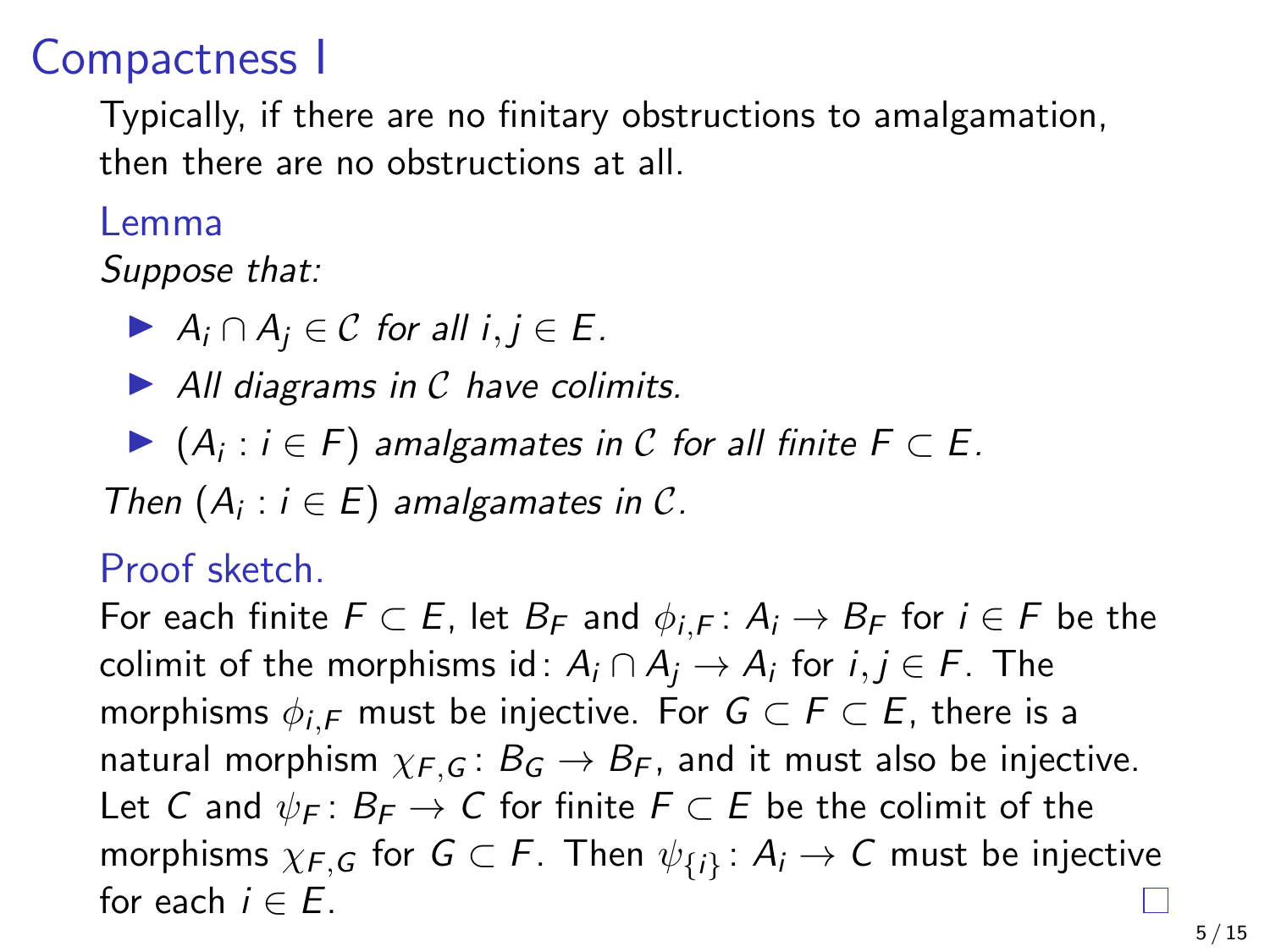# Compactness I

Typically, if there are no finitary obstructions to amalgamation, then there are no obstructions at all.

### Lemma

*Suppose that:*

- $A_i \cap A_j \in \mathcal{C}$ *for all* $i, j \in E$.
- *All diagrams in* $\mathcal{C}$ *have colimits.*
- $(A_i : i \in F)$ *amalgamates in* $\mathcal{C}$ *for all finite* $F \subset E$.

*Then* $(A_i : i \in E)$ *amalgamates in* $\mathcal{C}$.

### Proof sketch.

For each finite $F \subset E$, let $B_F$ and $\phi_{i,F} \colon A_i \to B_F$ for $i \in F$ be the colimit of the morphisms $\mathrm{id} \colon A_i \cap A_j \to A_i$ for $i, j \in F$. The morphisms $\phi_{i,F}$ must be injective. For $G \subset F \subset E$, there is a natural morphism $\chi_{F,G} \colon B_G \to B_F$, and it must also be injective. Let $C$ and $\psi_F \colon B_F \to C$ for finite $F \subset E$ be the colimit of the morphisms $\chi_{F,G}$ for $G \subset F$. Then $\psi_{\{i\}} \colon A_i \to C$ must be injective for each $i \in E$. □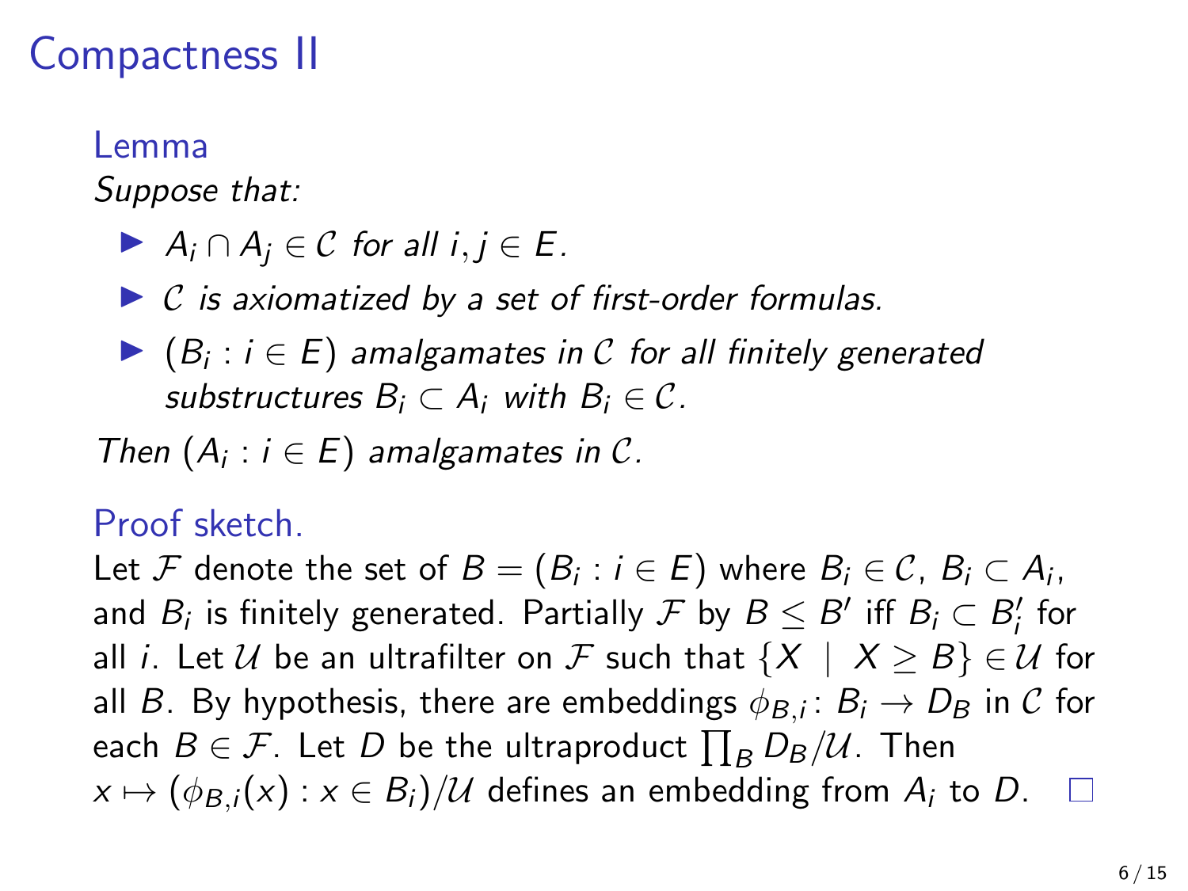# Compactness II

### Lemma

*Suppose that:*

- $A_i \cap A_j \in \mathcal{C}$ *for all* $i, j \in E$.
- $\mathcal{C}$ *is axiomatized by a set of first-order formulas.*
- $(B_i : i \in E)$ *amalgamates in* $\mathcal{C}$ *for all finitely generated substructures* $B_i \subset A_i$ *with* $B_i \in \mathcal{C}$.

*Then* $(A_i : i \in E)$ *amalgamates in* $\mathcal{C}$.

### Proof sketch.

Let $\mathcal{F}$ denote the set of $B = (B_i : i \in E)$ where $B_i \in \mathcal{C}$, $B_i \subset A_i$, and $B_i$ is finitely generated. Partially $\mathcal{F}$ by $B \leq B'$ iff $B_i \subset B'_i$ for all $i$. Let $\mathcal{U}$ be an ultrafilter on $\mathcal{F}$ such that $\{X \mid X \geq B\} \in \mathcal{U}$ for all $B$. By hypothesis, there are embeddings $\phi_{B,i} \colon B_i \to D_B$ in $\mathcal{C}$ for each $B \in \mathcal{F}$. Let $D$ be the ultraproduct $\prod_B D_B / \mathcal{U}$. Then $x \mapsto (\phi_{B,i}(x) : x \in B_i)/\mathcal{U}$ defines an embedding from $A_i$ to $D$. □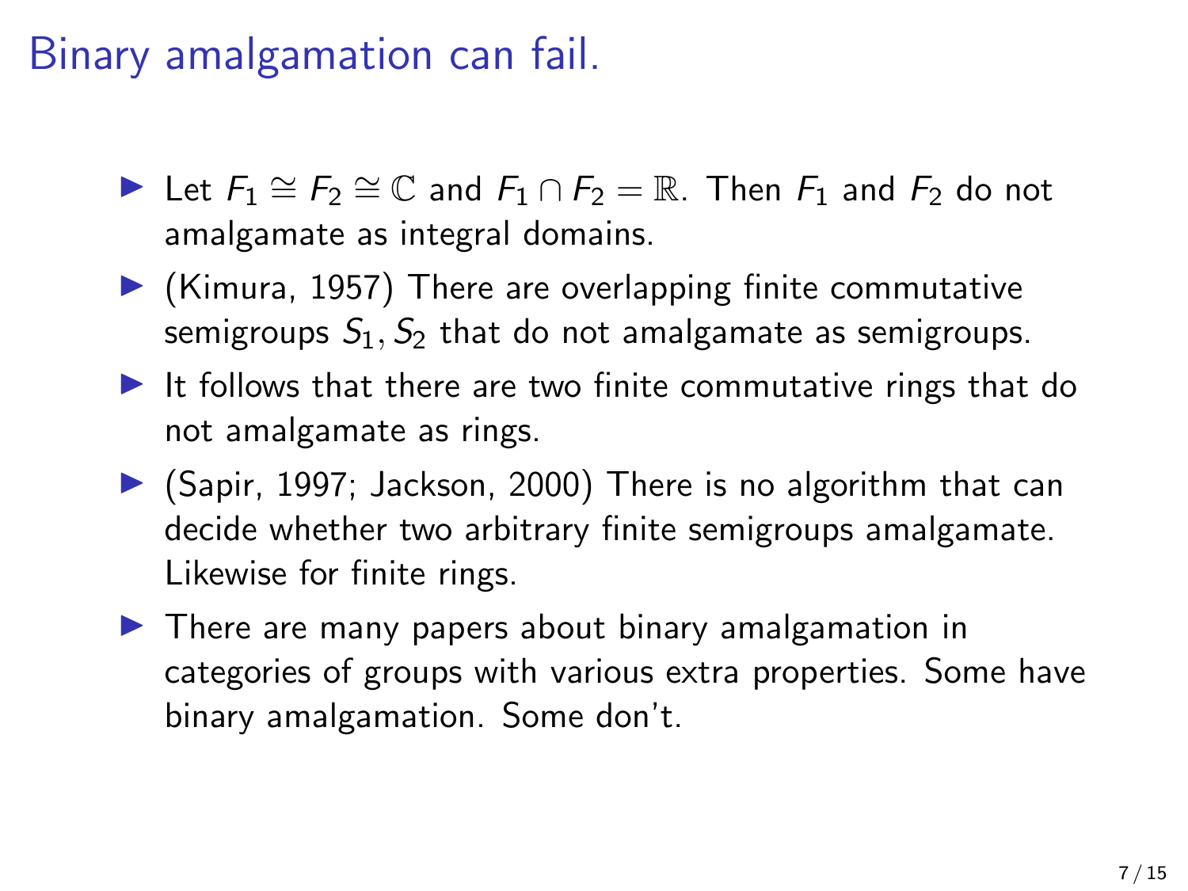# Binary amalgamation can fail.

- Let $F_1 \cong F_2 \cong \mathbb{C}$ and $F_1 \cap F_2 = \mathbb{R}$. Then $F_1$ and $F_2$ do not amalgamate as integral domains.
- (Kimura, 1957) There are overlapping finite commutative semigroups $S_1, S_2$ that do not amalgamate as semigroups.
- It follows that there are two finite commutative rings that do not amalgamate as rings.
- (Sapir, 1997; Jackson, 2000) There is no algorithm that can decide whether two arbitrary finite semigroups amalgamate. Likewise for finite rings.
- There are many papers about binary amalgamation in categories of groups with various extra properties. Some have binary amalgamation. Some don't.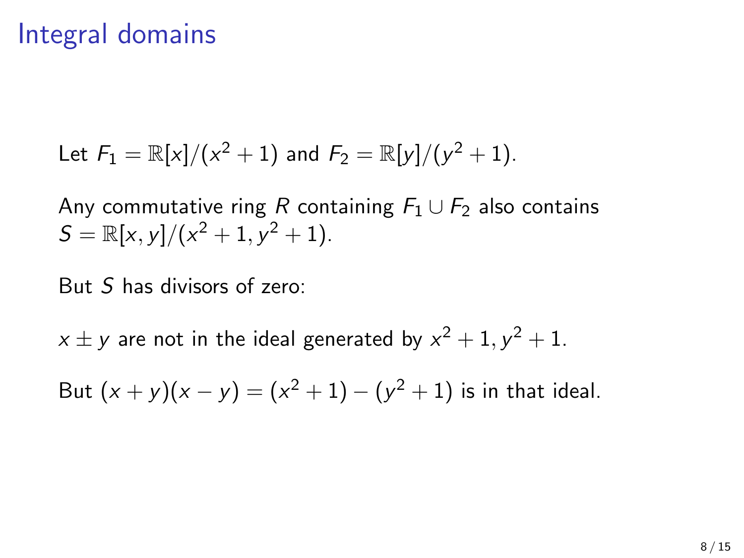# Integral domains

Let $F_1 = \mathbb{R}[x]/(x^2 + 1)$ and $F_2 = \mathbb{R}[y]/(y^2 + 1)$.

Any commutative ring $R$ containing $F_1 \cup F_2$ also contains $S = \mathbb{R}[x, y]/(x^2 + 1, y^2 + 1)$.

But $S$ has divisors of zero:

$x \pm y$ are not in the ideal generated by $x^2 + 1, y^2 + 1$.

But $(x + y)(x - y) = (x^2 + 1) - (y^2 + 1)$ is in that ideal.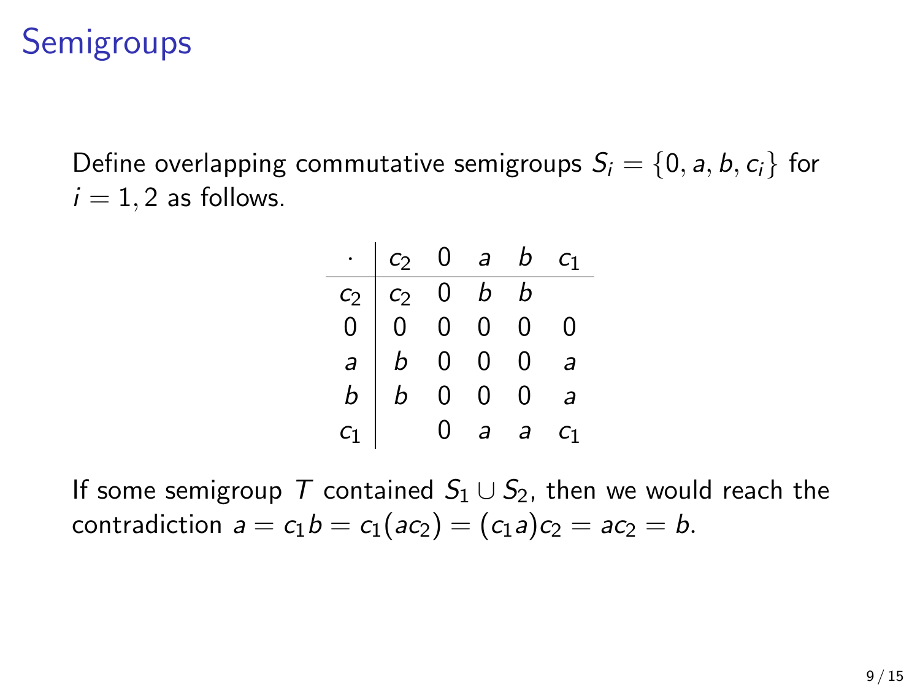# Semigroups

Define overlapping commutative semigroups $S_i = \{0, a, b, c_i\}$ for $i = 1, 2$ as follows.

| $\cdot$ | $c_2$ | $0$ | $a$ | $b$ | $c_1$ |
|---|---|---|---|---|---|
| $c_2$ | $c_2$ | $0$ | $b$ | $b$ | |
| $0$ | $0$ | $0$ | $0$ | $0$ | $0$ |
| $a$ | $b$ | $0$ | $0$ | $0$ | $a$ |
| $b$ | $b$ | $0$ | $0$ | $0$ | $a$ |
| $c_1$ | | $0$ | $a$ | $a$ | $c_1$ |

If some semigroup $T$ contained $S_1 \cup S_2$, then we would reach the contradiction $a = c_1 b = c_1(ac_2) = (c_1 a)c_2 = ac_2 = b$.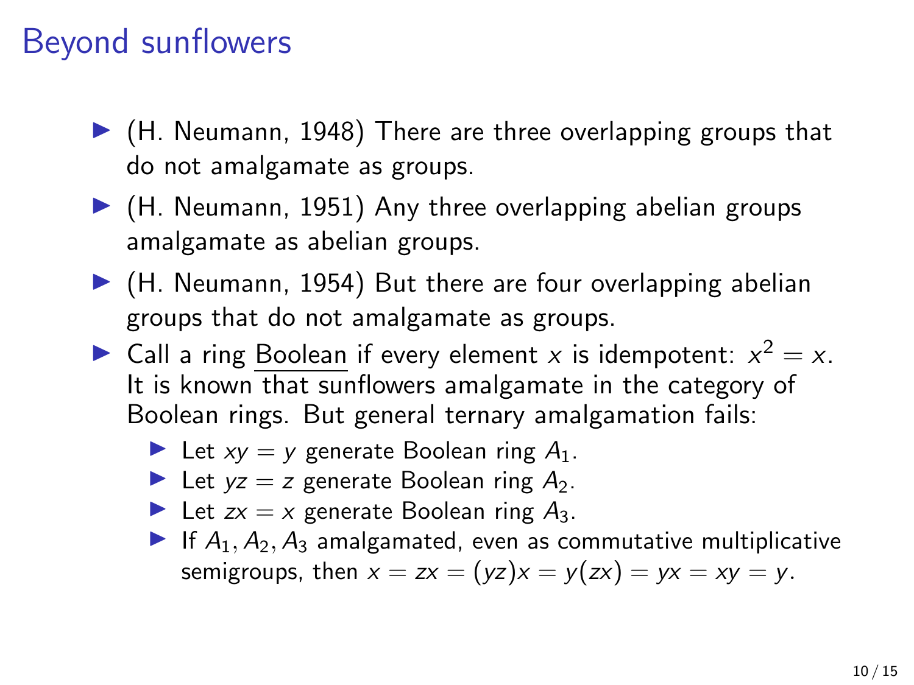# Beyond sunflowers

- (H. Neumann, 1948) There are three overlapping groups that do not amalgamate as groups.
- (H. Neumann, 1951) Any three overlapping abelian groups amalgamate as abelian groups.
- (H. Neumann, 1954) But there are four overlapping abelian groups that do not amalgamate as groups.
- Call a ring <u>Boolean</u> if every element $x$ is idempotent: $x^2 = x$. It is known that sunflowers amalgamate in the category of Boolean rings. But general ternary amalgamation fails:
  - Let $xy = y$ generate Boolean ring $A_1$.
  - Let $yz = z$ generate Boolean ring $A_2$.
  - Let $zx = x$ generate Boolean ring $A_3$.
  - If $A_1, A_2, A_3$ amalgamated, even as commutative multiplicative semigroups, then $x = zx = (yz)x = y(zx) = yx = xy = y$.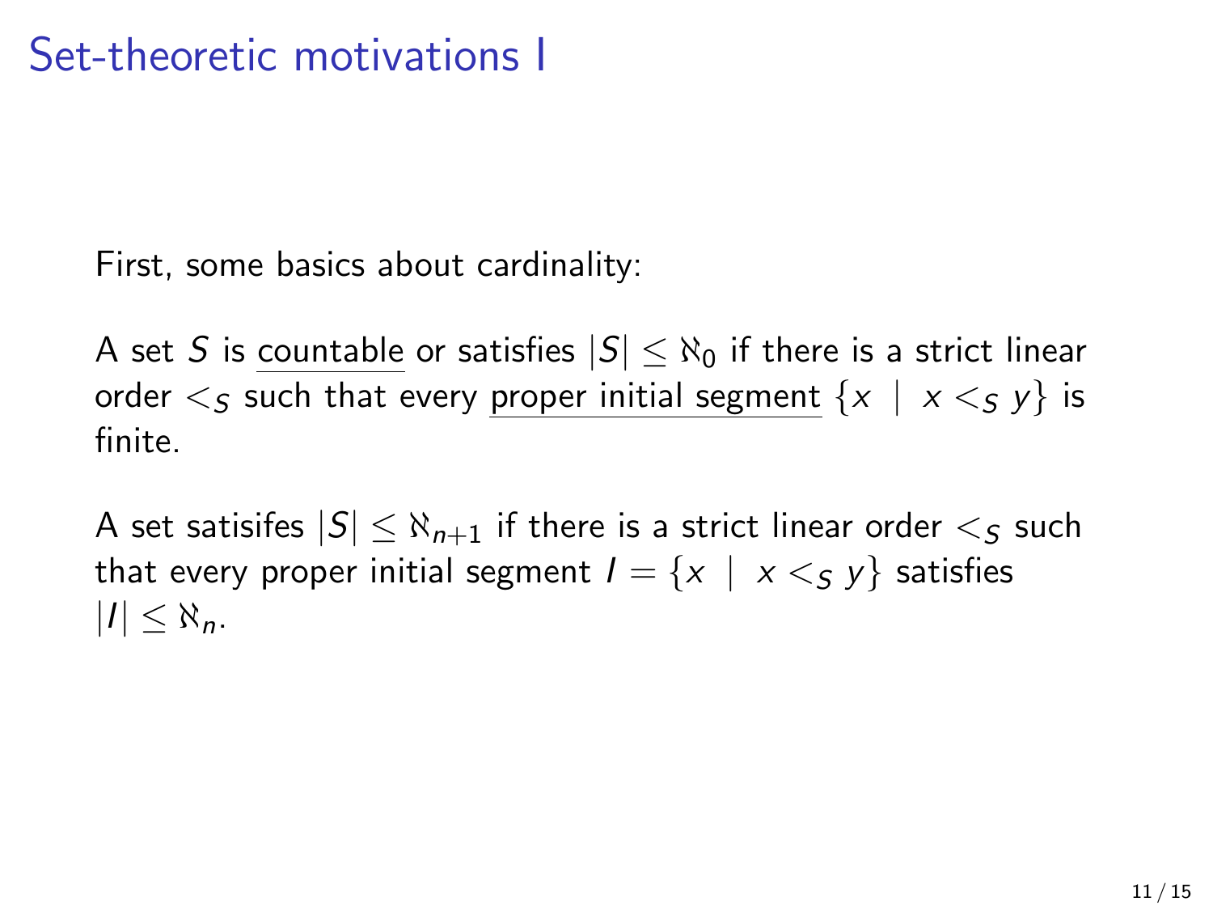# Set-theoretic motivations I

First, some basics about cardinality:

A set $S$ is <u>countable</u> or satisfies $|S| \leq \aleph_0$ if there is a strict linear order $<_S$ such that every <u>proper initial segment</u> $\{x \mid x <_S y\}$ is finite.

A set satisifes $|S| \leq \aleph_{n+1}$ if there is a strict linear order $<_S$ such that every proper initial segment $I = \{x \mid x <_S y\}$ satisfies $|I| \leq \aleph_n$.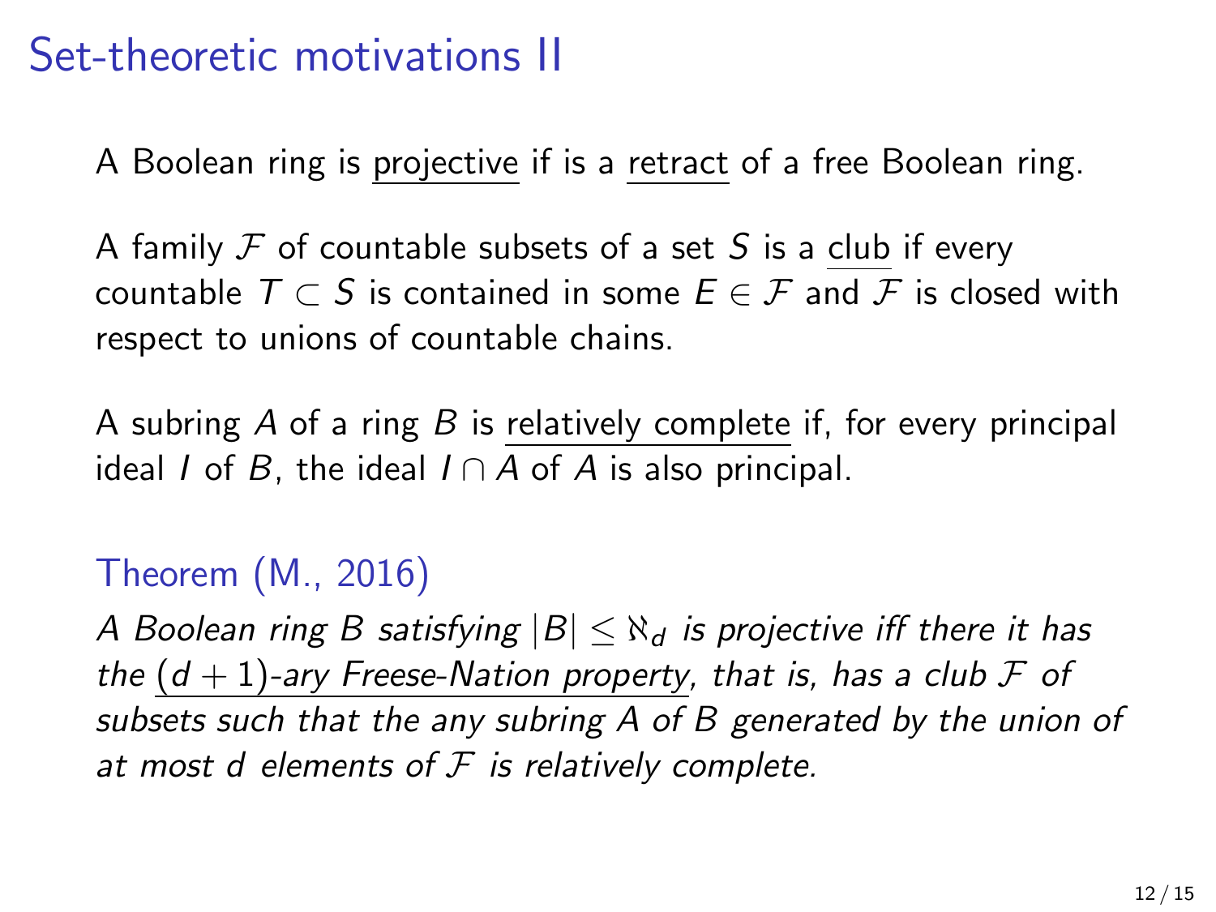# Set-theoretic motivations II

A Boolean ring is projective if is a retract of a free Boolean ring.

A family $\mathcal{F}$ of countable subsets of a set $S$ is a club if every countable $T \subset S$ is contained in some $E \in \mathcal{F}$ and $\mathcal{F}$ is closed with respect to unions of countable chains.

A subring $A$ of a ring $B$ is relatively complete if, for every principal ideal $I$ of $B$, the ideal $I \cap A$ of $A$ is also principal.

### Theorem (M., 2016)

*A Boolean ring $B$ satisfying $|B| \leq \aleph_d$ is projective iff there it has the $(d+1)$-ary Freese-Nation property, that is, has a club $\mathcal{F}$ of subsets such that the any subring $A$ of $B$ generated by the union of at most $d$ elements of $\mathcal{F}$ is relatively complete.*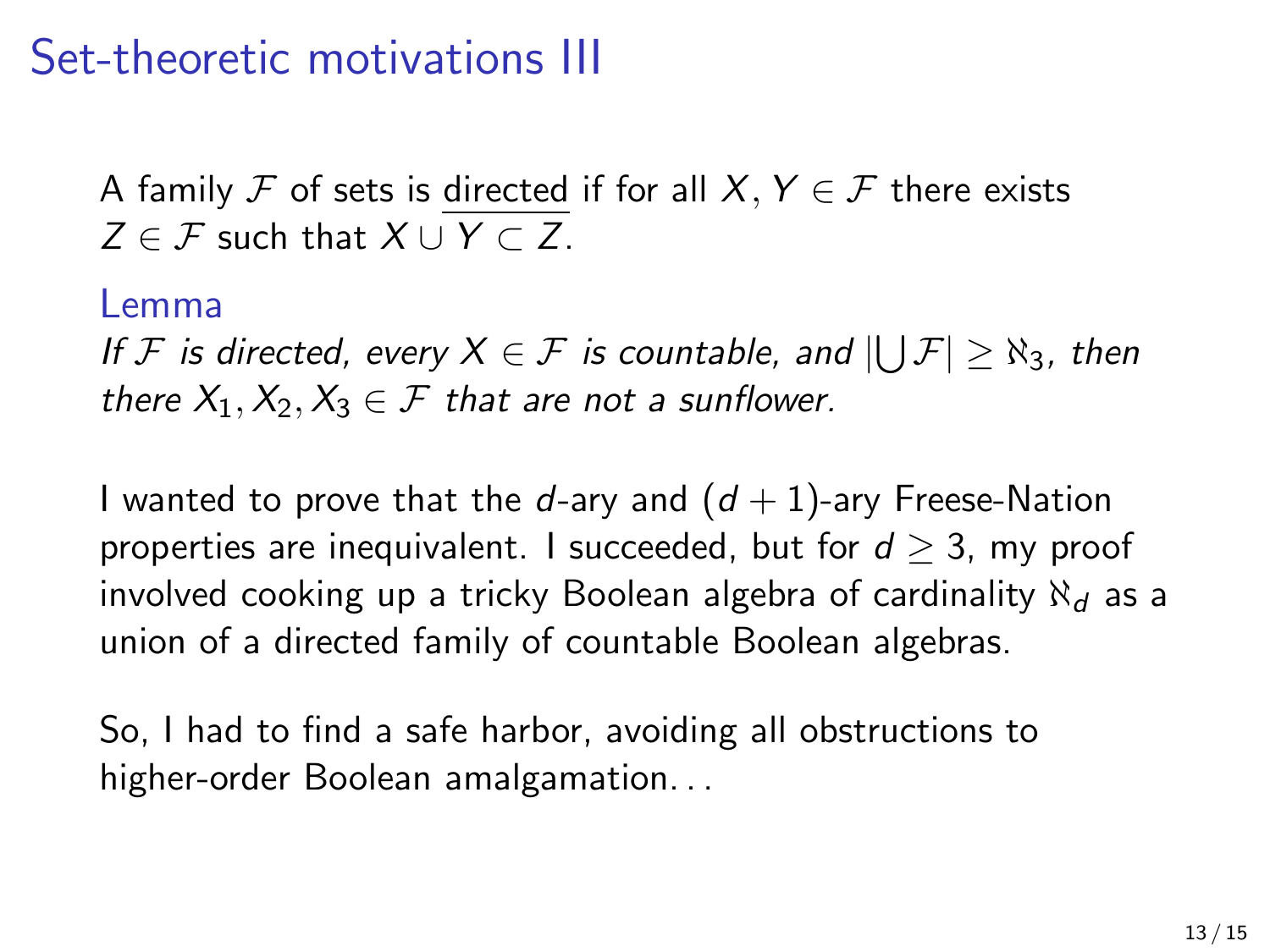# Set-theoretic motivations III

A family $\mathcal{F}$ of sets is directed if for all $X, Y \in \mathcal{F}$ there exists $Z \in \mathcal{F}$ such that $X \cup Y \subset Z$.

### Lemma

*If $\mathcal{F}$ is directed, every $X \in \mathcal{F}$ is countable, and $|\bigcup \mathcal{F}| \geq \aleph_3$, then there $X_1, X_2, X_3 \in \mathcal{F}$ that are not a sunflower.*

I wanted to prove that the $d$-ary and $(d+1)$-ary Freese-Nation properties are inequivalent. I succeeded, but for $d \geq 3$, my proof involved cooking up a tricky Boolean algebra of cardinality $\aleph_d$ as a union of a directed family of countable Boolean algebras.

So, I had to find a safe harbor, avoiding all obstructions to higher-order Boolean amalgamation. . .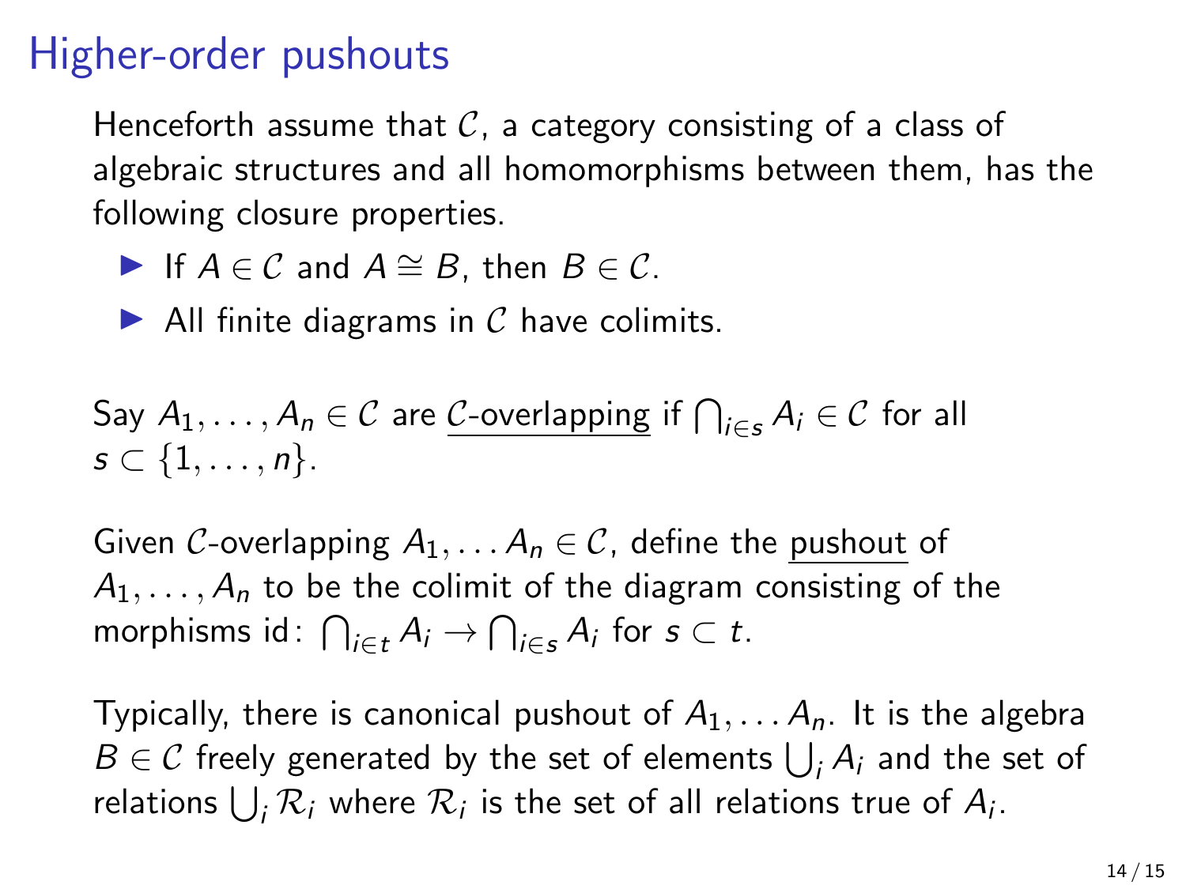# Higher-order pushouts

Henceforth assume that $\mathcal{C}$, a category consisting of a class of algebraic structures and all homomorphisms between them, has the following closure properties.

- If $A \in \mathcal{C}$ and $A \cong B$, then $B \in \mathcal{C}$.
- All finite diagrams in $\mathcal{C}$ have colimits.

Say $A_1, \ldots, A_n \in \mathcal{C}$ are <u>$\mathcal{C}$-overlapping</u> if $\bigcap_{i \in s} A_i \in \mathcal{C}$ for all $s \subset \{1, \ldots, n\}$.

Given $\mathcal{C}$-overlapping $A_1, \ldots A_n \in \mathcal{C}$, define the <u>pushout</u> of $A_1, \ldots, A_n$ to be the colimit of the diagram consisting of the morphisms $\mathrm{id} \colon \bigcap_{i \in t} A_i \to \bigcap_{i \in s} A_i$ for $s \subset t$.

Typically, there is canonical pushout of $A_1, \ldots A_n$. It is the algebra $B \in \mathcal{C}$ freely generated by the set of elements $\bigcup_i A_i$ and the set of relations $\bigcup_i \mathcal{R}_i$ where $\mathcal{R}_i$ is the set of all relations true of $A_i$.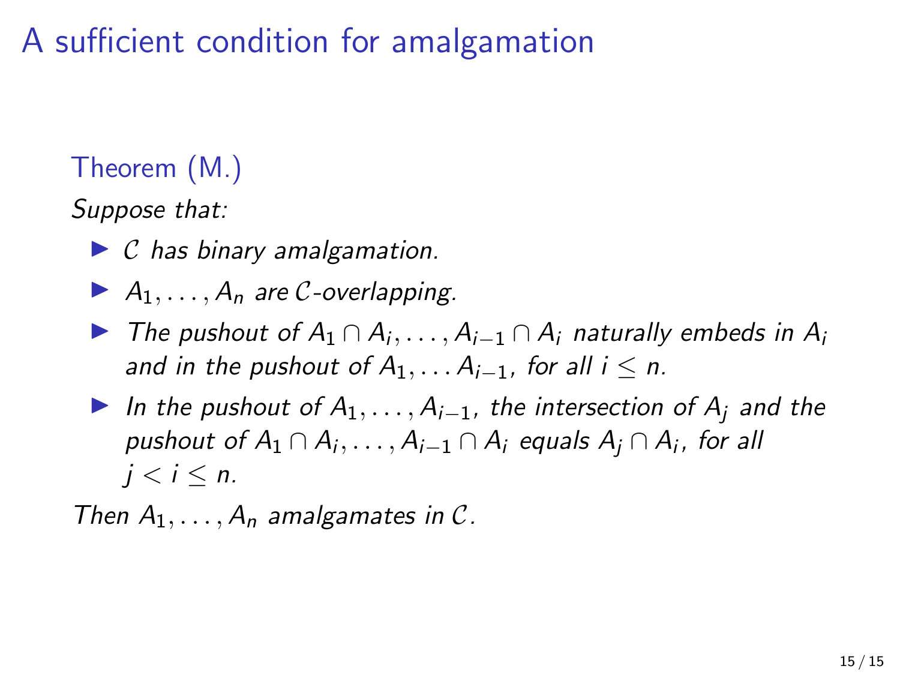# A sufficient condition for amalgamation

## Theorem (M.)

*Suppose that:*

- $\mathcal{C}$ *has binary amalgamation.*
- $A_1, \ldots, A_n$ *are* $\mathcal{C}$*-overlapping.*
- *The pushout of* $A_1 \cap A_i, \ldots, A_{i-1} \cap A_i$ *naturally embeds in* $A_i$ *and in the pushout of* $A_1, \ldots A_{i-1}$*, for all* $i \leq n$*.*
- *In the pushout of* $A_1, \ldots, A_{i-1}$*, the intersection of* $A_j$ *and the pushout of* $A_1 \cap A_i, \ldots, A_{i-1} \cap A_i$ *equals* $A_j \cap A_i$*, for all* $j < i \leq n$*.*

*Then* $A_1, \ldots, A_n$ *amalgamates in* $\mathcal{C}$*.*